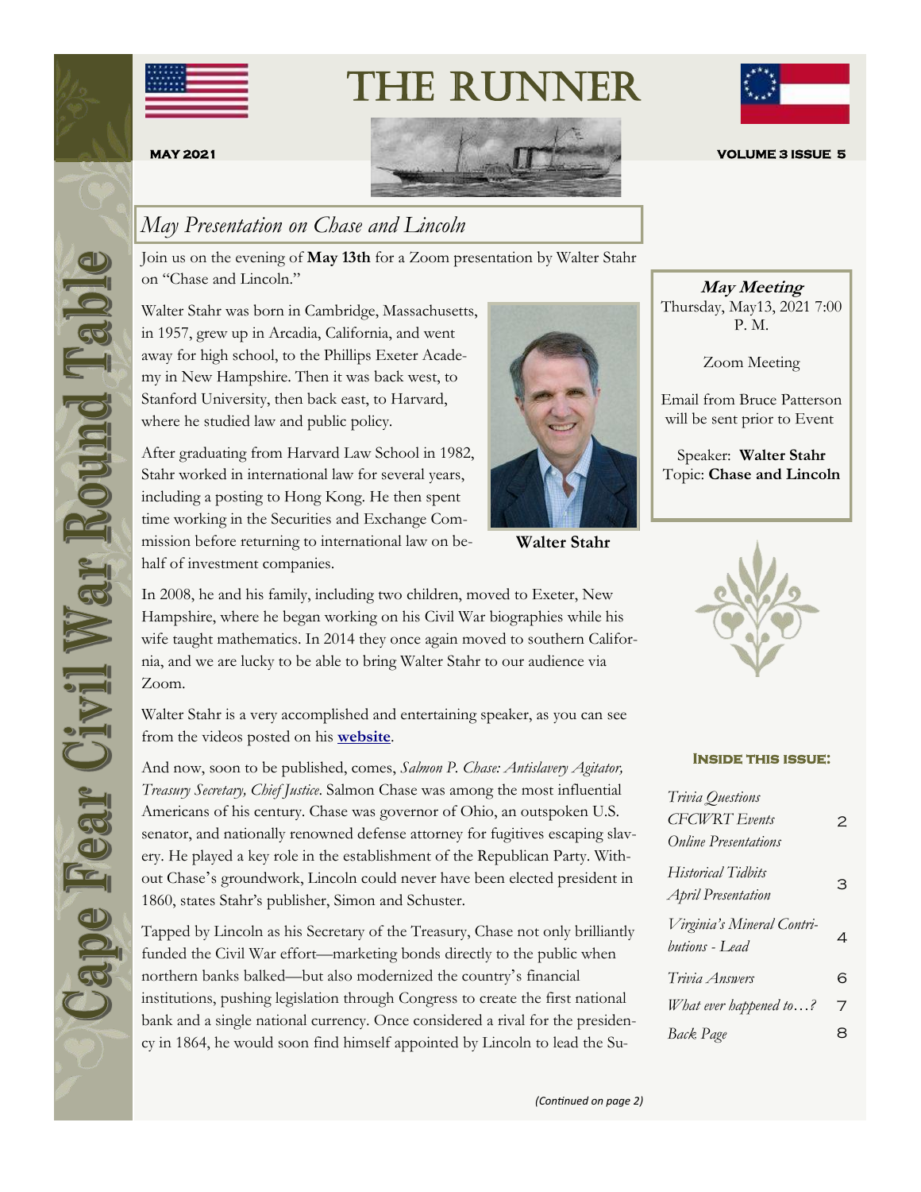# THE RUNNER

Cape Fear Civil War Round Table

MAY 2021 | VOLUME 3 ISSUE 5

## *May Presentation on Chase and Lincoln*

Join us on the evening of **May 13th** for a Zoom presentation by Walter Stahr on "Chase and Lincoln."

Walter Stahr was born in Cambridge, Massachusetts, in 1957, grew up in Arcadia, California, and went away for high school, to the Phillips Exeter Academy in New Hampshire. Then it was back west, to Stanford University, then back east, to Harvard, where he studied law and public policy.

After graduating from Harvard Law School in 1982, Stahr worked in international law for several years, including a posting to Hong Kong. He then spent time working in the Securities and Exchange Commission before returning to international law on behalf of investment companies.

**Walter Stahr**

In 2008, he and his family, including two children, moved to Exeter, New Hampshire, where he began working on his Civil War biographies while his wife taught mathematics. In 2014 they once again moved to southern California, and we are lucky to be able to bring Walter Stahr to our audience via Zoom.

Walter Stahr is a very accomplished and entertaining speaker, as you can see from the videos posted on his **website**.

And now, soon to be published, comes, *Salmon P. Chase: Antislavery Agitator, Treasury Secretary, Chief Justice*. Salmon Chase was among the most influential Americans of his century. Chase was governor of Ohio, an outspoken U.S. senator, and nationally renowned defense attorney for fugitives escaping slavery. He played a key role in the establishment of the Republican Party. Without Chase's groundwork, Lincoln could never have been elected president in 1860, states Stahr's publisher, Simon and Schuster.

Tapped by Lincoln as his Secretary of the Treasury, Chase not only brilliantly funded the Civil War effort—marketing bonds directly to the public when northern banks balked—but also modernized the country's financial institutions, pushing legislation through Congress to create the first national bank and a single national currency. Once considered a rival for the presidency in 1864, he would soon find himself appointed by Lincoln to lead the Su-

*(Continued on page 2)*

---

***May Meeting***

Thursday, May13, 2021 7:00 P. M.

Zoom Meeting

Email from Bruce Patterson will be sent prior to Event

Speaker: **Walter Stahr**
Topic: **Chase and Lincoln**

---

### Inside this issue:

| | |
|---|---|
| *Trivia Questions* *CFCWRT Events* *Online Presentations* | 2 |
| *Historical Tidbits* *April Presentation* | 3 |
| *Virginia's Mineral Contributions - Lead* | 4 |
| *Trivia Answers* | 6 |
| *What ever happened to…?* | 7 |
| *Back Page* | 8 |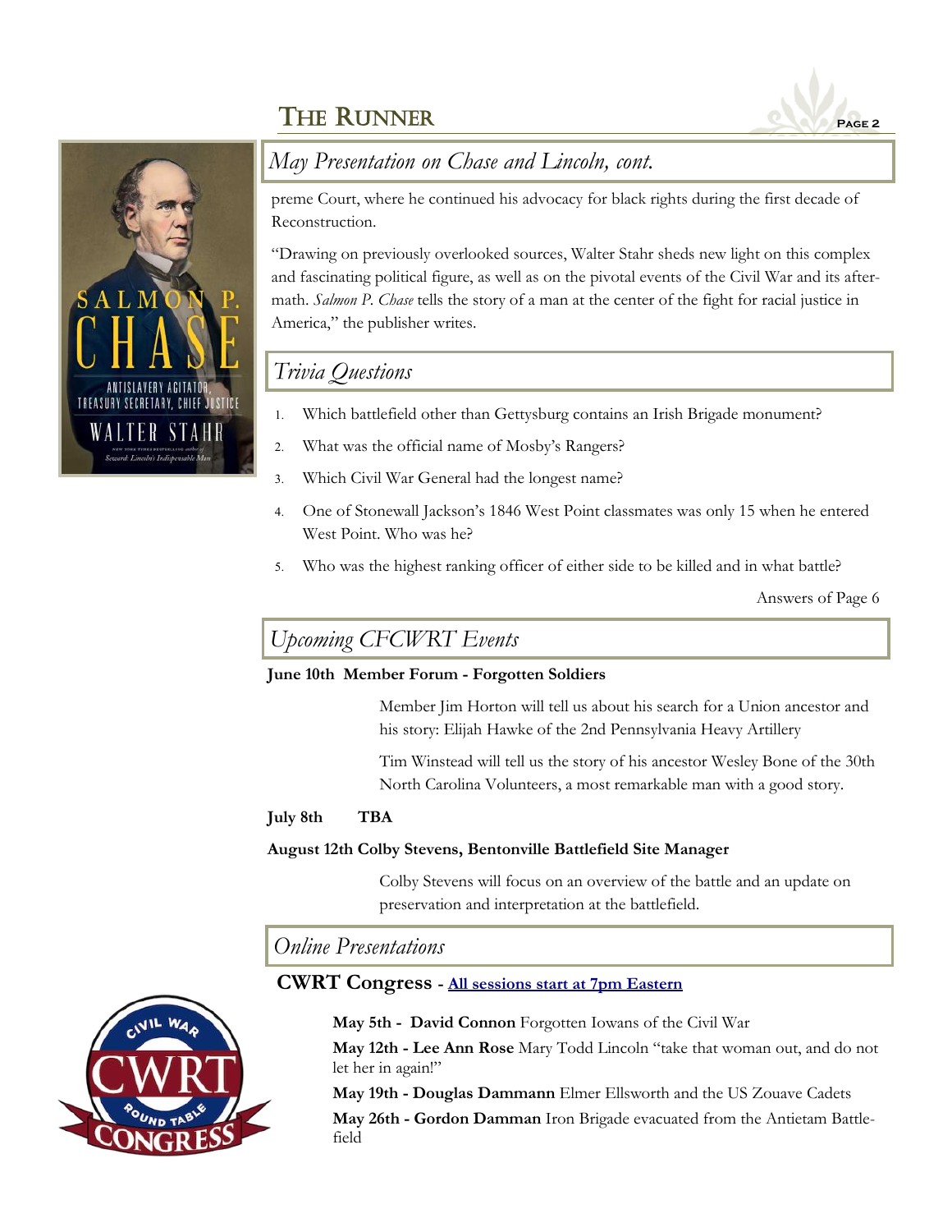## May Presentation on Chase and Lincoln, cont.

preme Court, where he continued his advocacy for black rights during the first decade of Reconstruction.

"Drawing on previously overlooked sources, Walter Stahr sheds new light on this complex and fascinating political figure, as well as on the pivotal events of the Civil War and its aftermath. *Salmon P. Chase* tells the story of a man at the center of the fight for racial justice in America," the publisher writes.

## Trivia Questions

1. Which battlefield other than Gettysburg contains an Irish Brigade monument?
2. What was the official name of Mosby's Rangers?
3. Which Civil War General had the longest name?
4. One of Stonewall Jackson's 1846 West Point classmates was only 15 when he entered West Point. Who was he?
5. Who was the highest ranking officer of either side to be killed and in what battle?

Answers of Page 6

## Upcoming CFCWRT Events

**June 10th Member Forum - Forgotten Soldiers**

Member Jim Horton will tell us about his search for a Union ancestor and his story: Elijah Hawke of the 2nd Pennsylvania Heavy Artillery

Tim Winstead will tell us the story of his ancestor Wesley Bone of the 30th North Carolina Volunteers, a most remarkable man with a good story.

**July 8th TBA**

**August 12th Colby Stevens, Bentonville Battlefield Site Manager**

Colby Stevens will focus on an overview of the battle and an update on preservation and interpretation at the battlefield.

## Online Presentations

**CWRT Congress** - **All sessions start at 7pm Eastern**

**May 5th - David Connon** Forgotten Iowans of the Civil War

**May 12th - Lee Ann Rose** Mary Todd Lincoln "take that woman out, and do not let her in again!"

**May 19th - Douglas Dammann** Elmer Ellsworth and the US Zouave Cadets

**May 26th - Gordon Damman** Iron Brigade evacuated from the Antietam Battlefield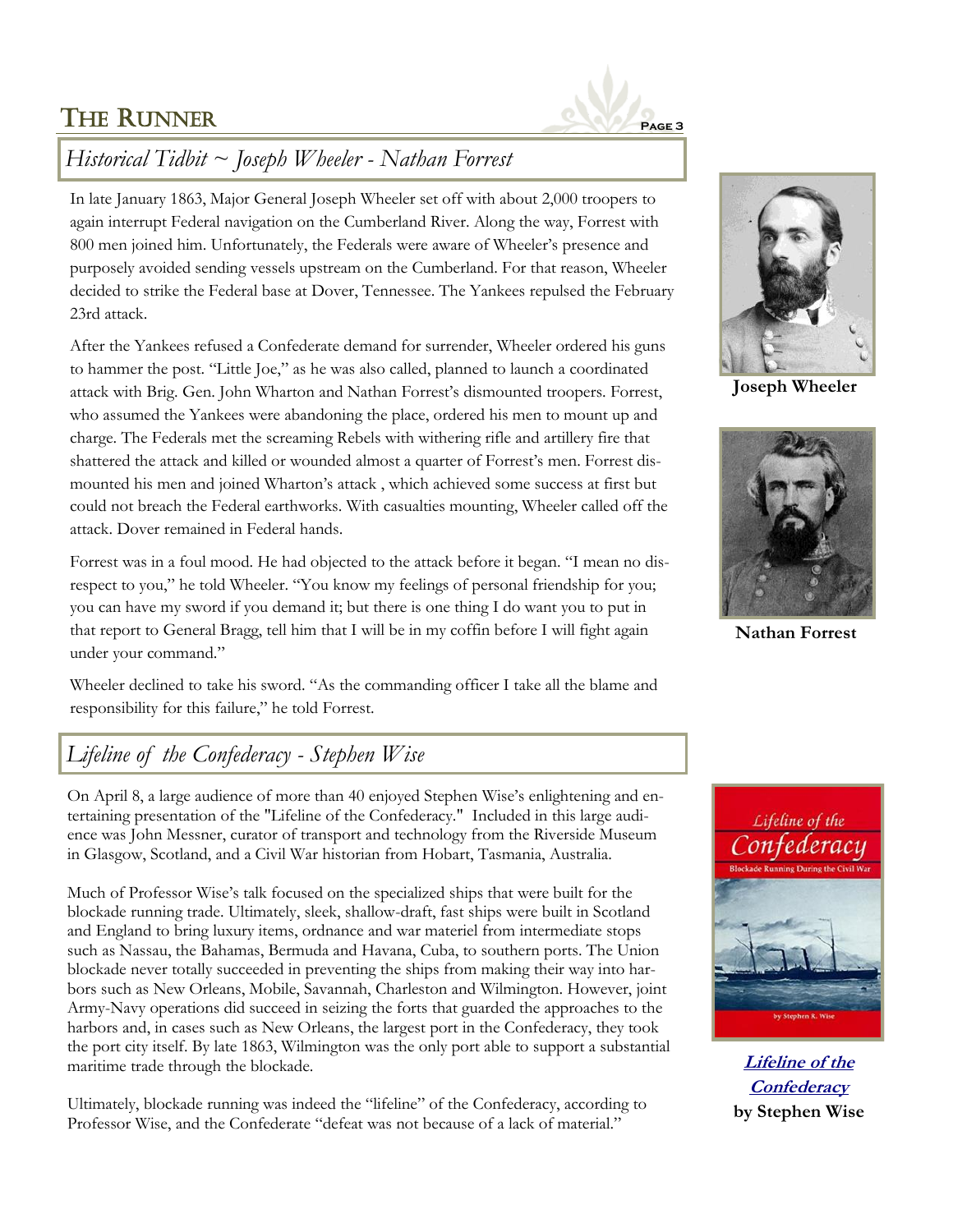## Historical Tidbit ~ Joseph Wheeler - Nathan Forrest

In late January 1863, Major General Joseph Wheeler set off with about 2,000 troopers to again interrupt Federal navigation on the Cumberland River. Along the way, Forrest with 800 men joined him. Unfortunately, the Federals were aware of Wheeler's presence and purposely avoided sending vessels upstream on the Cumberland. For that reason, Wheeler decided to strike the Federal base at Dover, Tennessee. The Yankees repulsed the February 23rd attack.

After the Yankees refused a Confederate demand for surrender, Wheeler ordered his guns to hammer the post. "Little Joe," as he was also called, planned to launch a coordinated attack with Brig. Gen. John Wharton and Nathan Forrest's dismounted troopers. Forrest, who assumed the Yankees were abandoning the place, ordered his men to mount up and charge. The Federals met the screaming Rebels with withering rifle and artillery fire that shattered the attack and killed or wounded almost a quarter of Forrest's men. Forrest dismounted his men and joined Wharton's attack , which achieved some success at first but could not breach the Federal earthworks. With casualties mounting, Wheeler called off the attack. Dover remained in Federal hands.

Forrest was in a foul mood. He had objected to the attack before it began. "I mean no disrespect to you," he told Wheeler. "You know my feelings of personal friendship for you; you can have my sword if you demand it; but there is one thing I do want you to put in that report to General Bragg, tell him that I will be in my coffin before I will fight again under your command."

Wheeler declined to take his sword. "As the commanding officer I take all the blame and responsibility for this failure," he told Forrest.

**Joseph Wheeler**

**Nathan Forrest**

## Lifeline of the Confederacy - Stephen Wise

On April 8, a large audience of more than 40 enjoyed Stephen Wise's enlightening and entertaining presentation of the "Lifeline of the Confederacy." Included in this large audience was John Messner, curator of transport and technology from the Riverside Museum in Glasgow, Scotland, and a Civil War historian from Hobart, Tasmania, Australia.

Much of Professor Wise's talk focused on the specialized ships that were built for the blockade running trade. Ultimately, sleek, shallow-draft, fast ships were built in Scotland and England to bring luxury items, ordnance and war materiel from intermediate stops such as Nassau, the Bahamas, Bermuda and Havana, Cuba, to southern ports. The Union blockade never totally succeeded in preventing the ships from making their way into harbors such as New Orleans, Mobile, Savannah, Charleston and Wilmington. However, joint Army-Navy operations did succeed in seizing the forts that guarded the approaches to the harbors and, in cases such as New Orleans, the largest port in the Confederacy, they took the port city itself. By late 1863, Wilmington was the only port able to support a substantial maritime trade through the blockade.

Ultimately, blockade running was indeed the "lifeline" of the Confederacy, according to Professor Wise, and the Confederate "defeat was not because of a lack of material."

***Lifeline of the Confederacy***
**by Stephen Wise**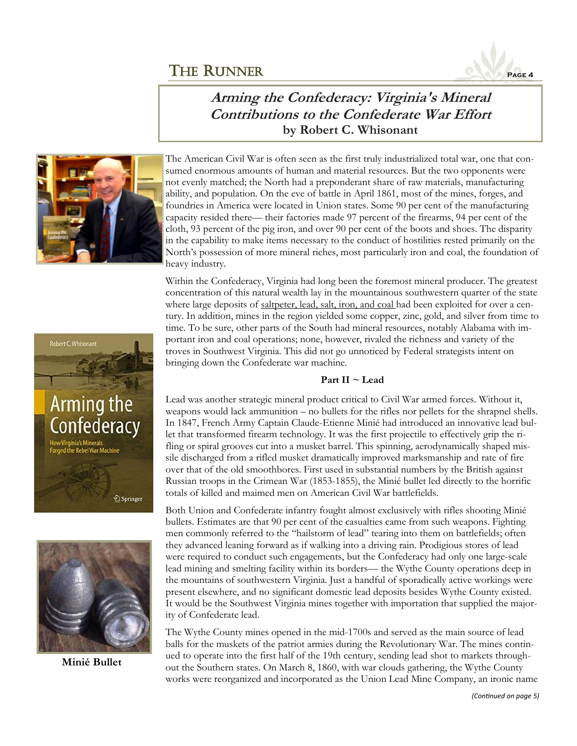## *Arming the Confederacy: Virginia's Mineral Contributions to the Confederate War Effort*
**by Robert C. Whisonant**

The American Civil War is often seen as the first truly industrialized total war, one that consumed enormous amounts of human and material resources. But the two opponents were not evenly matched; the North had a preponderant share of raw materials, manufacturing ability, and population. On the eve of battle in April 1861, most of the mines, forges, and foundries in America were located in Union states. Some 90 per cent of the manufacturing capacity resided there— their factories made 97 percent of the firearms, 94 per cent of the cloth, 93 percent of the pig iron, and over 90 per cent of the boots and shoes. The disparity in the capability to make items necessary to the conduct of hostilities rested primarily on the North's possession of more mineral riches, most particularly iron and coal, the foundation of heavy industry.

Within the Confederacy, Virginia had long been the foremost mineral producer. The greatest concentration of this natural wealth lay in the mountainous southwestern quarter of the state where large deposits of saltpeter, lead, salt, iron, and coal had been exploited for over a century. In addition, mines in the region yielded some copper, zinc, gold, and silver from time to time. To be sure, other parts of the South had mineral resources, notably Alabama with important iron and coal operations; none, however, rivaled the richness and variety of the troves in Southwest Virginia. This did not go unnoticed by Federal strategists intent on bringing down the Confederate war machine.

**Part II ~ Lead**

Lead was another strategic mineral product critical to Civil War armed forces. Without it, weapons would lack ammunition – no bullets for the rifles nor pellets for the shrapnel shells. In 1847, French Army Captain Claude-Etienne Minié had introduced an innovative lead bullet that transformed firearm technology. It was the first projectile to effectively grip the rifling or spiral grooves cut into a musket barrel. This spinning, aerodynamically shaped missile discharged from a rifled musket dramatically improved marksmanship and rate of fire over that of the old smoothbores. First used in substantial numbers by the British against Russian troops in the Crimean War (1853-1855), the Minié bullet led directly to the horrific totals of killed and maimed men on American Civil War battlefields.

Both Union and Confederate infantry fought almost exclusively with rifles shooting Minié bullets. Estimates are that 90 per cent of the casualties came from such weapons. Fighting men commonly referred to the "hailstorm of lead" tearing into them on battlefields; often they advanced leaning forward as if walking into a driving rain. Prodigious stores of lead were required to conduct such engagements, but the Confederacy had only one large-scale lead mining and smelting facility within its borders— the Wythe County operations deep in the mountains of southwestern Virginia. Just a handful of sporadically active workings were present elsewhere, and no significant domestic lead deposits besides Wythe County existed. It would be the Southwest Virginia mines together with importation that supplied the majority of Confederate lead.

**Minié Bullet**

The Wythe County mines opened in the mid-1700s and served as the main source of lead balls for the muskets of the patriot armies during the Revolutionary War. The mines continued to operate into the first half of the 19th century, sending lead shot to markets throughout the Southern states. On March 8, 1860, with war clouds gathering, the Wythe County works were reorganized and incorporated as the Union Lead Mine Company, an ironic name

*(Continued on page 5)*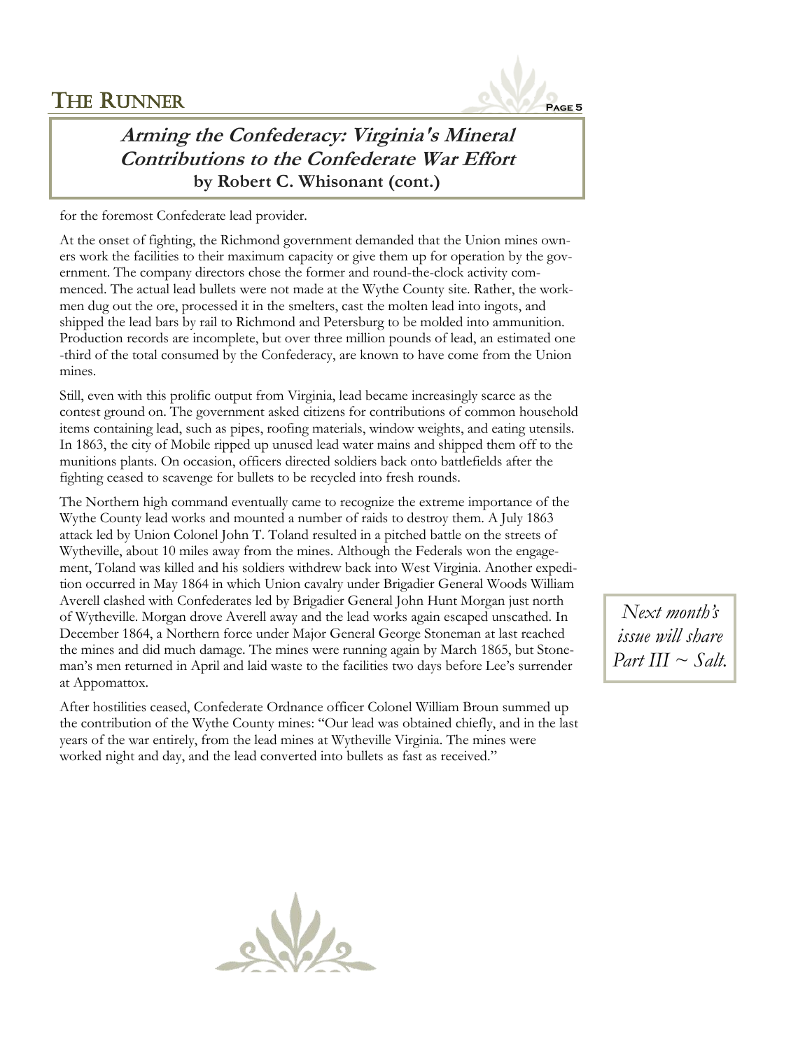## *Arming the Confederacy: Virginia's Mineral Contributions to the Confederate War Effort*
**by Robert C. Whisonant (cont.)**

for the foremost Confederate lead provider.

At the onset of fighting, the Richmond government demanded that the Union mines owners work the facilities to their maximum capacity or give them up for operation by the government. The company directors chose the former and round-the-clock activity commenced. The actual lead bullets were not made at the Wythe County site. Rather, the workmen dug out the ore, processed it in the smelters, cast the molten lead into ingots, and shipped the lead bars by rail to Richmond and Petersburg to be molded into ammunition. Production records are incomplete, but over three million pounds of lead, an estimated one-third of the total consumed by the Confederacy, are known to have come from the Union mines.

Still, even with this prolific output from Virginia, lead became increasingly scarce as the contest ground on. The government asked citizens for contributions of common household items containing lead, such as pipes, roofing materials, window weights, and eating utensils. In 1863, the city of Mobile ripped up unused lead water mains and shipped them off to the munitions plants. On occasion, officers directed soldiers back onto battlefields after the fighting ceased to scavenge for bullets to be recycled into fresh rounds.

The Northern high command eventually came to recognize the extreme importance of the Wythe County lead works and mounted a number of raids to destroy them. A July 1863 attack led by Union Colonel John T. Toland resulted in a pitched battle on the streets of Wytheville, about 10 miles away from the mines. Although the Federals won the engagement, Toland was killed and his soldiers withdrew back into West Virginia. Another expedition occurred in May 1864 in which Union cavalry under Brigadier General Woods William Averell clashed with Confederates led by Brigadier General John Hunt Morgan just north of Wytheville. Morgan drove Averell away and the lead works again escaped unscathed. In December 1864, a Northern force under Major General George Stoneman at last reached the mines and did much damage. The mines were running again by March 1865, but Stoneman's men returned in April and laid waste to the facilities two days before Lee's surrender at Appomattox.

After hostilities ceased, Confederate Ordnance officer Colonel William Broun summed up the contribution of the Wythe County mines: "Our lead was obtained chiefly, and in the last years of the war entirely, from the lead mines at Wytheville Virginia. The mines were worked night and day, and the lead converted into bullets as fast as received."

*Next month's issue will share Part III ~ Salt.*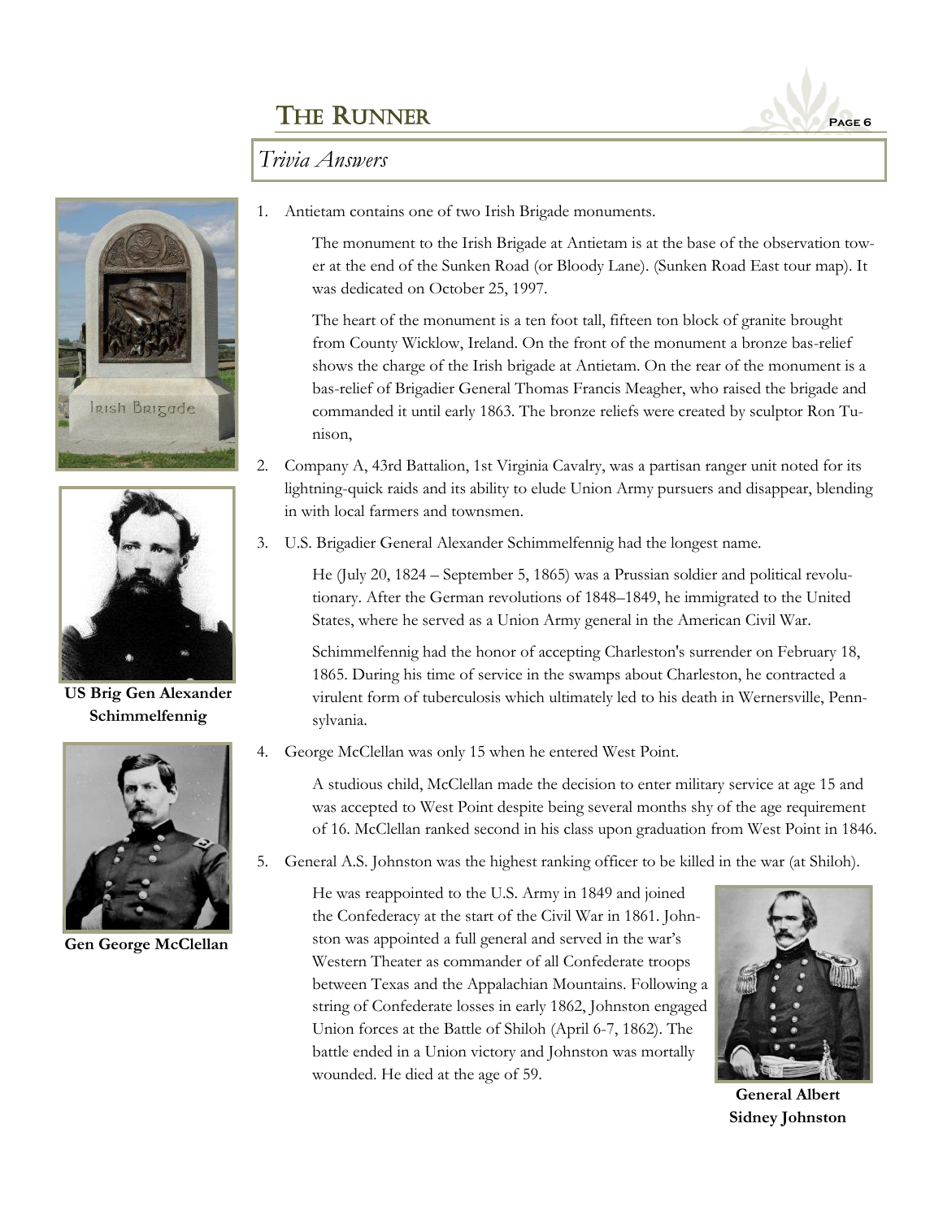## Trivia Answers

1. Antietam contains one of two Irish Brigade monuments.

   The monument to the Irish Brigade at Antietam is at the base of the observation tower at the end of the Sunken Road (or Bloody Lane). (Sunken Road East tour map). It was dedicated on October 25, 1997.

   The heart of the monument is a ten foot tall, fifteen ton block of granite brought from County Wicklow, Ireland. On the front of the monument a bronze bas-relief shows the charge of the Irish brigade at Antietam. On the rear of the monument is a bas-relief of Brigadier General Thomas Francis Meagher, who raised the brigade and commanded it until early 1863. The bronze reliefs were created by sculptor Ron Tunison,

2. Company A, 43rd Battalion, 1st Virginia Cavalry, was a partisan ranger unit noted for its lightning-quick raids and its ability to elude Union Army pursuers and disappear, blending in with local farmers and townsmen.

3. U.S. Brigadier General Alexander Schimmelfennig had the longest name.

   He (July 20, 1824 – September 5, 1865) was a Prussian soldier and political revolutionary. After the German revolutions of 1848–1849, he immigrated to the United States, where he served as a Union Army general in the American Civil War.

   Schimmelfennig had the honor of accepting Charleston's surrender on February 18, 1865. During his time of service in the swamps about Charleston, he contracted a virulent form of tuberculosis which ultimately led to his death in Wernersville, Pennsylvania.

4. George McClellan was only 15 when he entered West Point.

   A studious child, McClellan made the decision to enter military service at age 15 and was accepted to West Point despite being several months shy of the age requirement of 16. McClellan ranked second in his class upon graduation from West Point in 1846.

5. General A.S. Johnston was the highest ranking officer to be killed in the war (at Shiloh).

   He was reappointed to the U.S. Army in 1849 and joined the Confederacy at the start of the Civil War in 1861. Johnston was appointed a full general and served in the war's Western Theater as commander of all Confederate troops between Texas and the Appalachian Mountains. Following a string of Confederate losses in early 1862, Johnston engaged Union forces at the Battle of Shiloh (April 6-7, 1862). The battle ended in a Union victory and Johnston was mortally wounded. He died at the age of 59.

**US Brig Gen Alexander Schimmelfennig**

**Gen George McClellan**

**General Albert Sidney Johnston**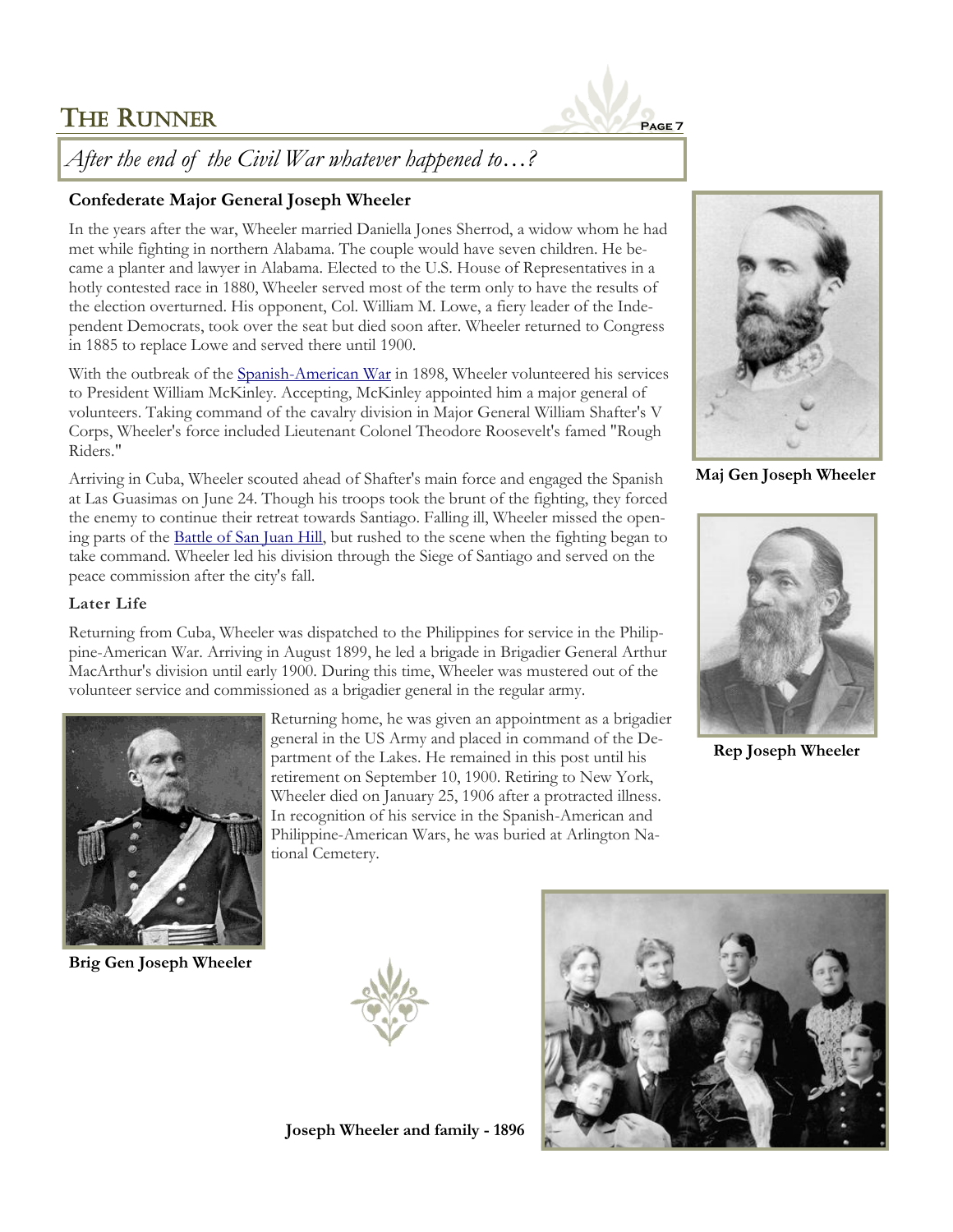## *After the end of the Civil War whatever happened to…?*

### Confederate Major General Joseph Wheeler

In the years after the war, Wheeler married Daniella Jones Sherrod, a widow whom he had met while fighting in northern Alabama. The couple would have seven children. He became a planter and lawyer in Alabama. Elected to the U.S. House of Representatives in a hotly contested race in 1880, Wheeler served most of the term only to have the results of the election overturned. His opponent, Col. William M. Lowe, a fiery leader of the Independent Democrats, took over the seat but died soon after. Wheeler returned to Congress in 1885 to replace Lowe and served there until 1900.

With the outbreak of the Spanish-American War in 1898, Wheeler volunteered his services to President William McKinley. Accepting, McKinley appointed him a major general of volunteers. Taking command of the cavalry division in Major General William Shafter's V Corps, Wheeler's force included Lieutenant Colonel Theodore Roosevelt's famed "Rough Riders."

Arriving in Cuba, Wheeler scouted ahead of Shafter's main force and engaged the Spanish at Las Guasimas on June 24. Though his troops took the brunt of the fighting, they forced the enemy to continue their retreat towards Santiago. Falling ill, Wheeler missed the opening parts of the Battle of San Juan Hill, but rushed to the scene when the fighting began to take command. Wheeler led his division through the Siege of Santiago and served on the peace commission after the city's fall.

**Maj Gen Joseph Wheeler**

**Rep Joseph Wheeler**

### Later Life

Returning from Cuba, Wheeler was dispatched to the Philippines for service in the Philippine-American War. Arriving in August 1899, he led a brigade in Brigadier General Arthur MacArthur's division until early 1900. During this time, Wheeler was mustered out of the volunteer service and commissioned as a brigadier general in the regular army.

Returning home, he was given an appointment as a brigadier general in the US Army and placed in command of the Department of the Lakes. He remained in this post until his retirement on September 10, 1900. Retiring to New York, Wheeler died on January 25, 1906 after a protracted illness. In recognition of his service in the Spanish-American and Philippine-American Wars, he was buried at Arlington National Cemetery.

**Brig Gen Joseph Wheeler**

**Joseph Wheeler and family - 1896**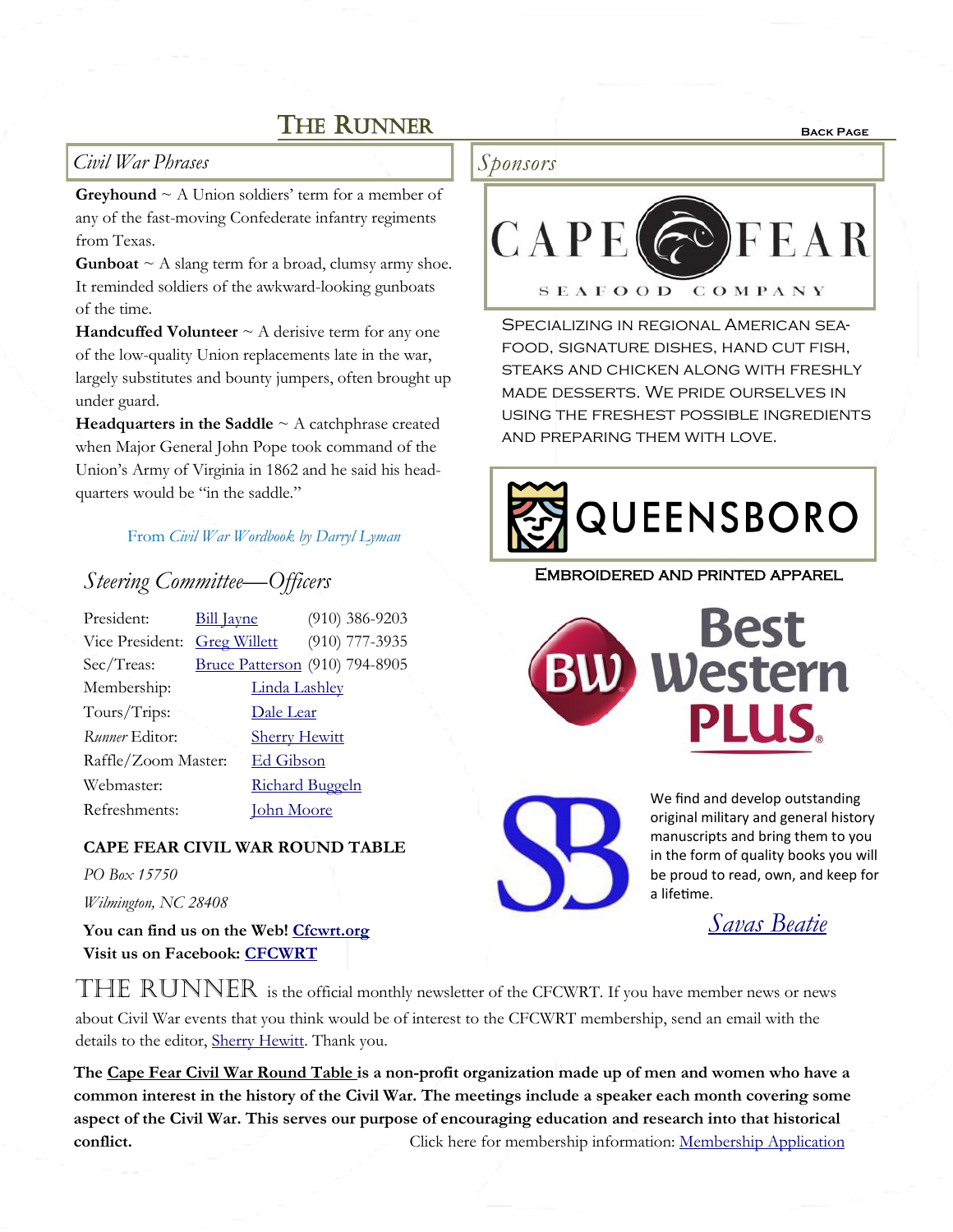## Civil War Phrases

**Greyhound** ~ A Union soldiers' term for a member of any of the fast-moving Confederate infantry regiments from Texas.

**Gunboat** ~ A slang term for a broad, clumsy army shoe. It reminded soldiers of the awkward-looking gunboats of the time.

**Handcuffed Volunteer** ~ A derisive term for any one of the low-quality Union replacements late in the war, largely substitutes and bounty jumpers, often brought up under guard.

**Headquarters in the Saddle** ~ A catchphrase created when Major General John Pope took command of the Union's Army of Virginia in 1862 and he said his head-quarters would be "in the saddle."

From *Civil War Wordbook by Darryl Lyman*

## Steering Committee—Officers

| | | |
|---|---|---|
| President: | Bill Jayne | (910) 386-9203 |
| Vice President: | Greg Willett | (910) 777-3935 |
| Sec/Treas: | Bruce Patterson | (910) 794-8905 |
| Membership: | Linda Lashley | |
| Tours/Trips: | Dale Lear | |
| *Runner* Editor: | Sherry Hewitt | |
| Raffle/Zoom Master: | Ed Gibson | |
| Webmaster: | Richard Buggeln | |
| Refreshments: | John Moore | |

**CAPE FEAR CIVIL WAR ROUND TABLE**

*PO Box 15750*

*Wilmington, NC 28408*

**You can find us on the Web! Cfcwrt.org**

**Visit us on Facebook: CFCWRT**

## Sponsors

CAPE FEAR SEAFOOD COMPANY

Specializing in regional American sea-food, signature dishes, hand cut fish, steaks and chicken along with freshly made desserts. We pride ourselves in using the freshest possible ingredients and preparing them with love.

QUEENSBORO

Embroidered and printed apparel

Best Western PLUS

We find and develop outstanding original military and general history manuscripts and bring them to you in the form of quality books you will be proud to read, own, and keep for a lifetime.

*Savas Beatie*

THE RUNNER is the official monthly newsletter of the CFCWRT. If you have member news or news about Civil War events that you think would be of interest to the CFCWRT membership, send an email with the details to the editor, Sherry Hewitt. Thank you.

**The Cape Fear Civil War Round Table is a non-profit organization made up of men and women who have a common interest in the history of the Civil War. The meetings include a speaker each month covering some aspect of the Civil War. This serves our purpose of encouraging education and research into that historical conflict.** Click here for membership information: Membership Application